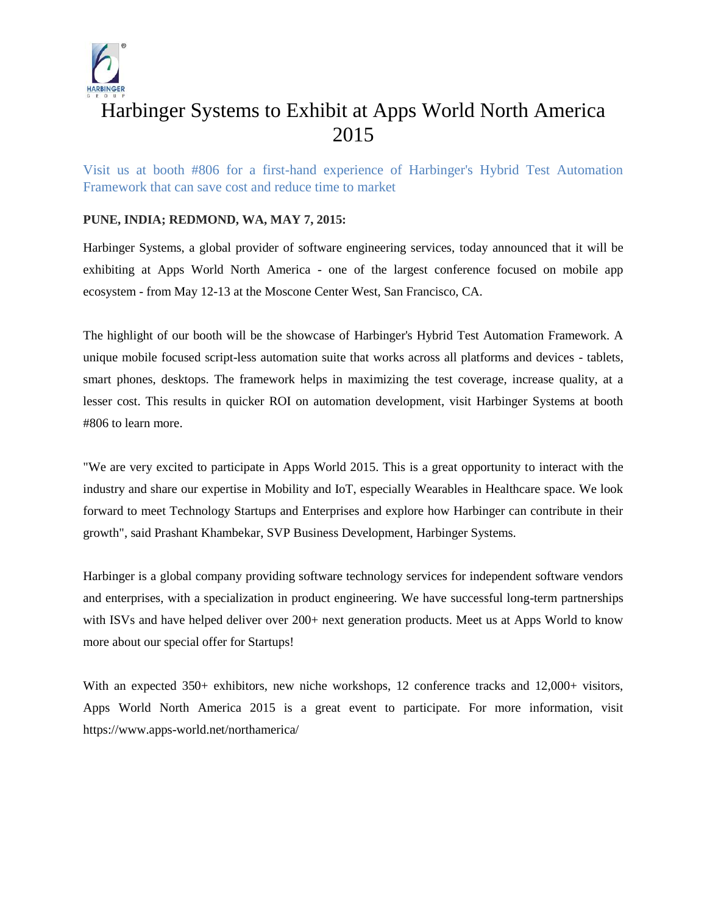# Harbinger Systems to Exhibit at Apps World North America 2015

Visit us at booth #806 for a first-hand experience of Harbinger's Hybrid Test Automation Framework that can save cost and reduce time to market

**PUNE, INDIA; REDMOND, WA, MAY 7, 2015:**

Harbinger Systems, a global provider of software engineering services, today announced that it will be exhibiting at Apps World North America - one of the largest conference focused on mobile app ecosystem - from May 12-13 at the Moscone Center West, San Francisco, CA.

The highlight of our booth will be the showcase of Harbinger's Hybrid Test Automation Framework. A unique mobile focused script-less automation suite that works across all platforms and devices - tablets, smart phones, desktops. The framework helps in maximizing the test coverage, increase quality, at a lesser cost. This results in quicker ROI on automation development, visit Harbinger Systems at booth #806 to learn more.

"We are very excited to participate in Apps World 2015. This is a great opportunity to interact with the industry and share our expertise in Mobility and IoT, especially Wearables in Healthcare space. We look forward to meet Technology Startups and Enterprises and explore how Harbinger can contribute in their growth", said Prashant Khambekar, SVP Business Development, Harbinger Systems.

Harbinger is a global company providing software technology services for independent software vendors and enterprises, with a specialization in product engineering. We have successful long-term partnerships with ISVs and have helped deliver over 200+ next generation products. Meet us at Apps World to know more about our special offer for Startups!

With an expected 350+ exhibitors, new niche workshops, 12 conference tracks and 12,000+ visitors, Apps World North America 2015 is a great event to participate. For more information, visit https://www.apps-world.net/northamerica/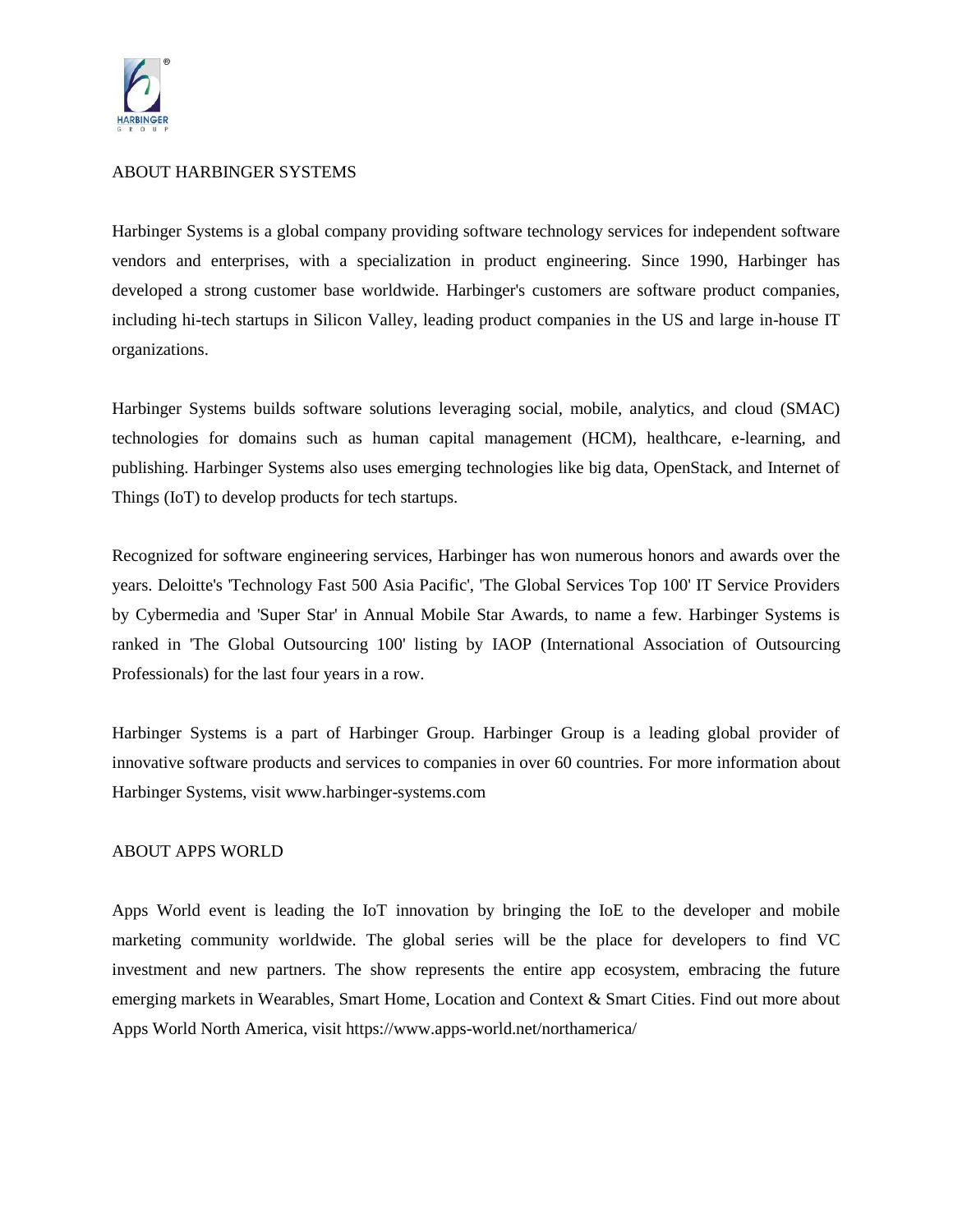## ABOUT HARBINGER SYSTEMS

Harbinger Systems is a global company providing software technology services for independent software vendors and enterprises, with a specialization in product engineering. Since 1990, Harbinger has developed a strong customer base worldwide. Harbinger's customers are software product companies, including hi-tech startups in Silicon Valley, leading product companies in the US and large in-house IT organizations.

Harbinger Systems builds software solutions leveraging social, mobile, analytics, and cloud (SMAC) technologies for domains such as human capital management (HCM), healthcare, e-learning, and publishing. Harbinger Systems also uses emerging technologies like big data, OpenStack, and Internet of Things (IoT) to develop products for tech startups.

Recognized for software engineering services, Harbinger has won numerous honors and awards over the years. Deloitte's 'Technology Fast 500 Asia Pacific', 'The Global Services Top 100' IT Service Providers by Cybermedia and 'Super Star' in Annual Mobile Star Awards, to name a few. Harbinger Systems is ranked in 'The Global Outsourcing 100' listing by IAOP (International Association of Outsourcing Professionals) for the last four years in a row.

Harbinger Systems is a part of Harbinger Group. Harbinger Group is a leading global provider of innovative software products and services to companies in over 60 countries. For more information about Harbinger Systems, visit www.harbinger-systems.com

## ABOUT APPS WORLD

Apps World event is leading the IoT innovation by bringing the IoE to the developer and mobile marketing community worldwide. The global series will be the place for developers to find VC investment and new partners. The show represents the entire app ecosystem, embracing the future emerging markets in Wearables, Smart Home, Location and Context & Smart Cities. Find out more about Apps World North America, visit https://www.apps-world.net/northamerica/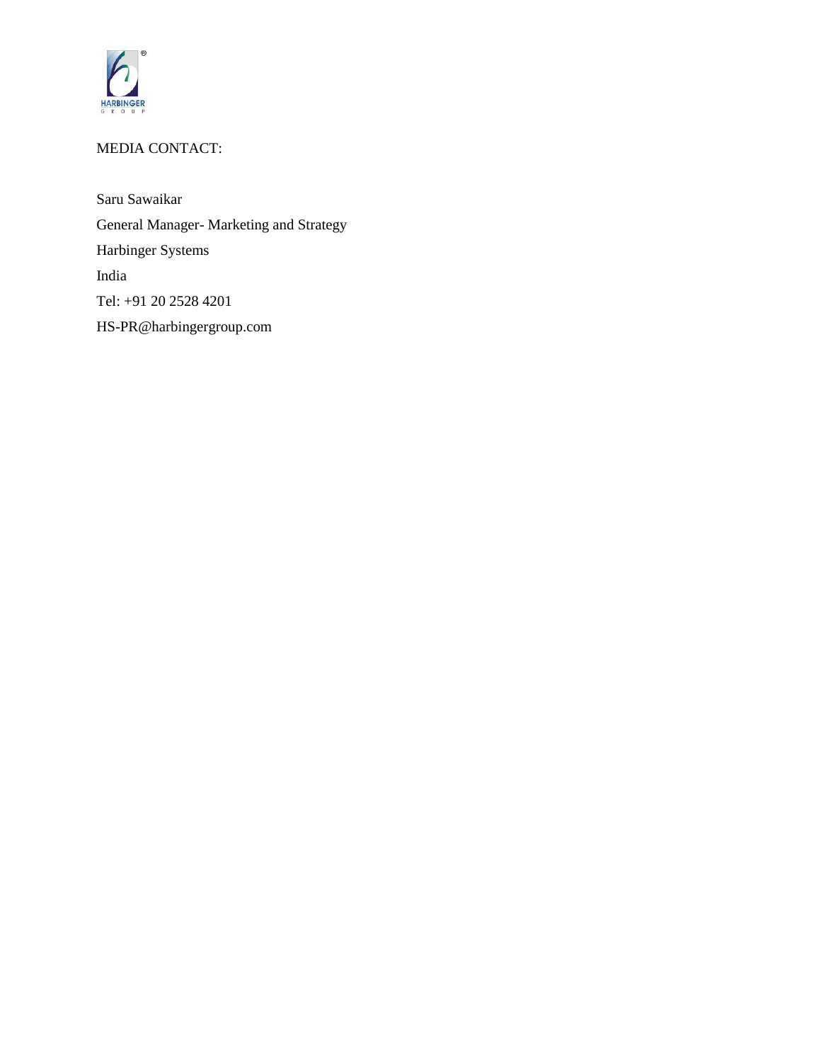MEDIA CONTACT:

Saru Sawaikar

General Manager- Marketing and Strategy

Harbinger Systems

India

Tel: +91 20 2528 4201

HS-PR@harbingergroup.com